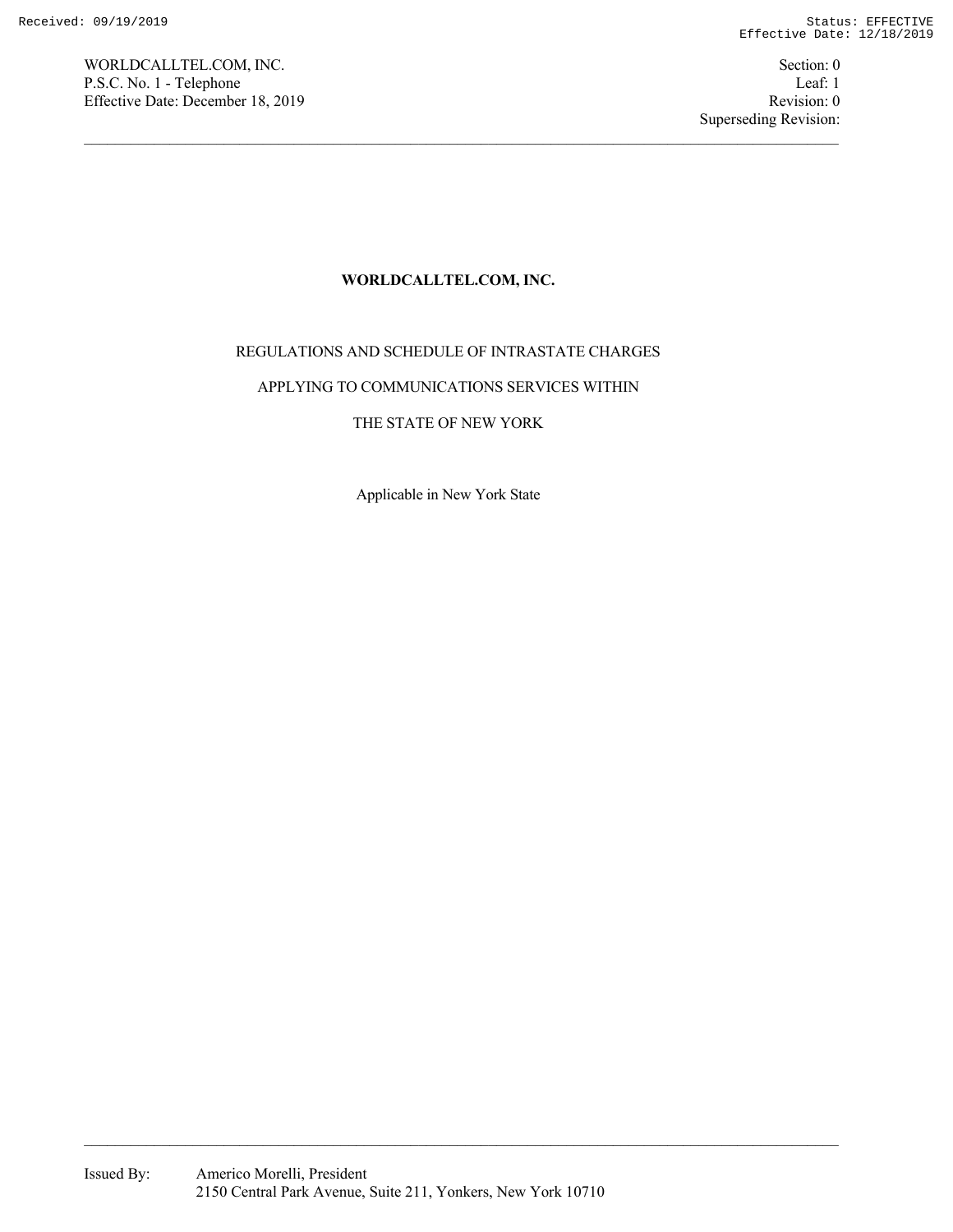# WORLDCALLTEL.COM, INC.

REGULATIONS AND SCHEDULE OF INTRASTATE CHARGES

APPLYING TO COMMUNICATIONS SERVICES WITHIN

THE STATE OF NEW YORK

Applicable in New York State

Issued By: Americo Morelli, President
2150 Central Park Avenue, Suite 211, Yonkers, New York 10710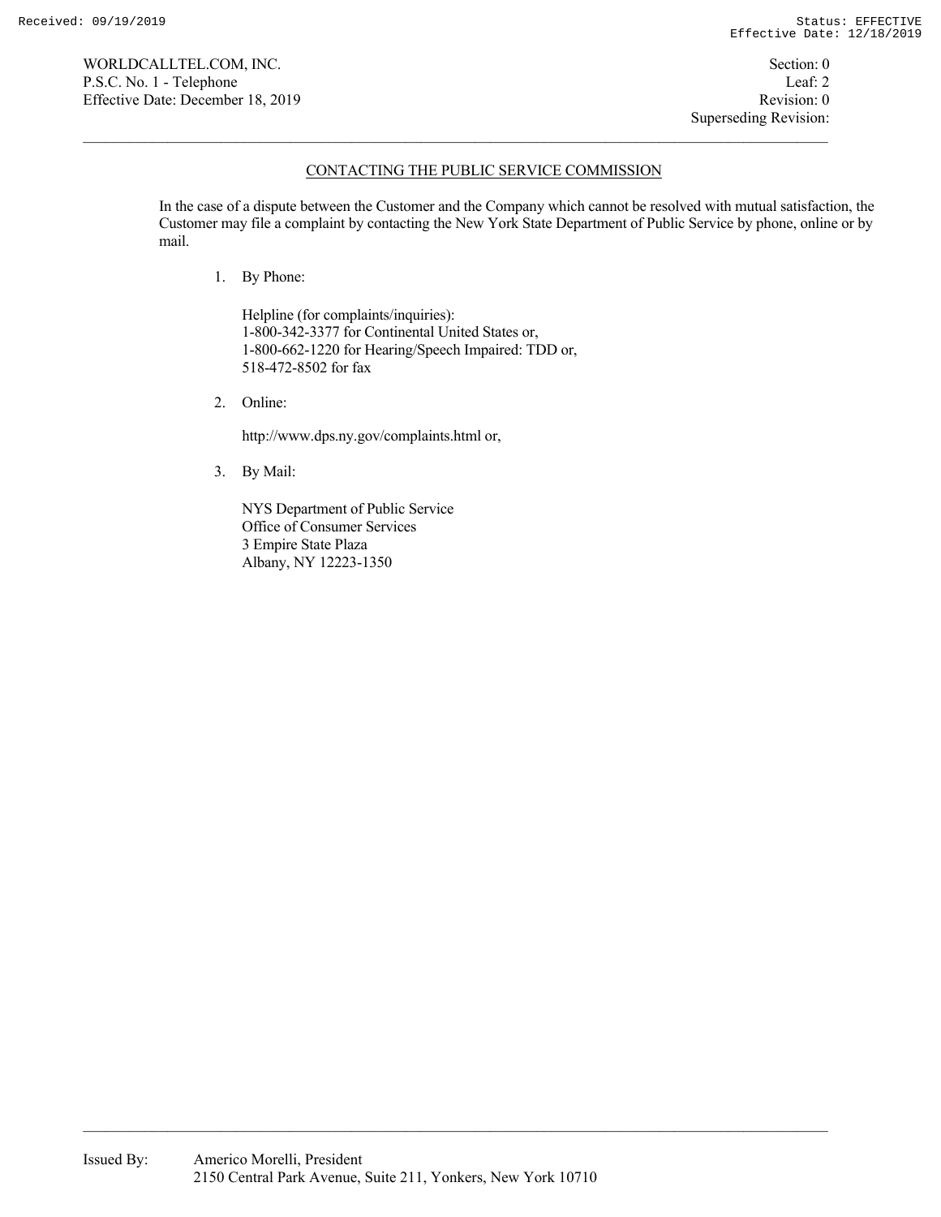## CONTACTING THE PUBLIC SERVICE COMMISSION

In the case of a dispute between the Customer and the Company which cannot be resolved with mutual satisfaction, the Customer may file a complaint by contacting the New York State Department of Public Service by phone, online or by mail.

1. By Phone:

   Helpline (for complaints/inquiries):
   1-800-342-3377 for Continental United States or,
   1-800-662-1220 for Hearing/Speech Impaired: TDD or,
   518-472-8502 for fax

2. Online:

   http://www.dps.ny.gov/complaints.html or,

3. By Mail:

   NYS Department of Public Service
   Office of Consumer Services
   3 Empire State Plaza
   Albany, NY 12223-1350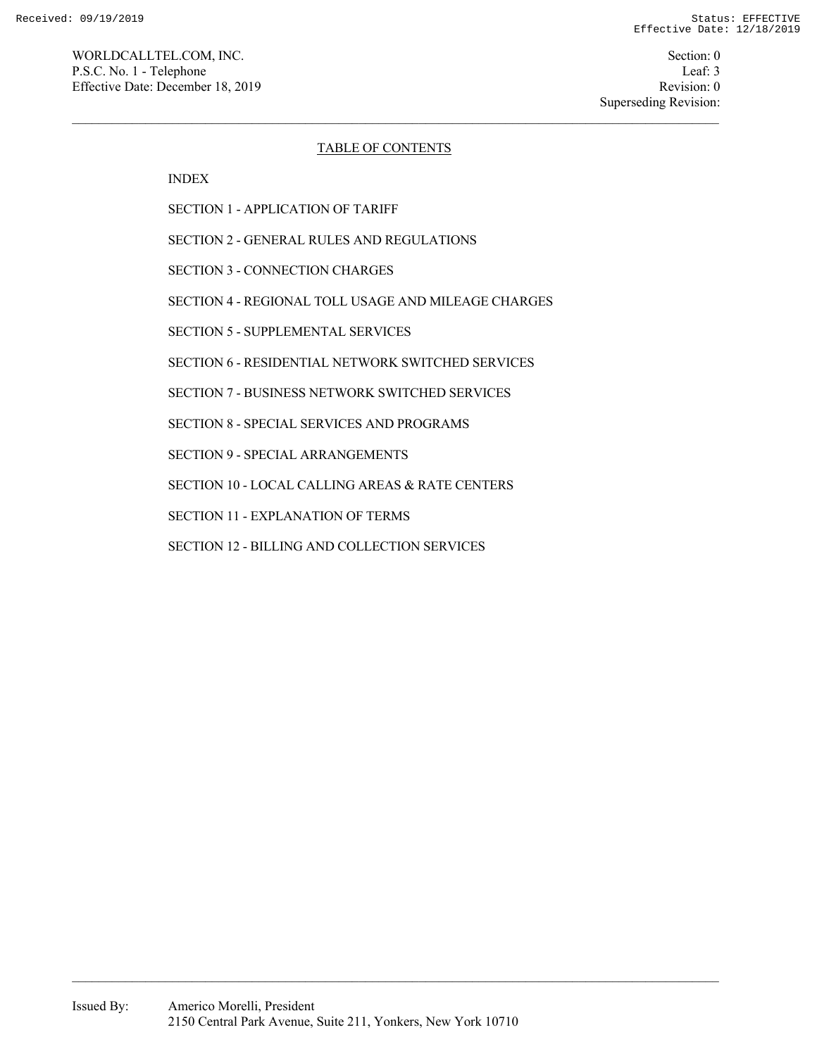## TABLE OF CONTENTS

INDEX

SECTION 1 - APPLICATION OF TARIFF

SECTION 2 - GENERAL RULES AND REGULATIONS

SECTION 3 - CONNECTION CHARGES

SECTION 4 - REGIONAL TOLL USAGE AND MILEAGE CHARGES

SECTION 5 - SUPPLEMENTAL SERVICES

SECTION 6 - RESIDENTIAL NETWORK SWITCHED SERVICES

SECTION 7 - BUSINESS NETWORK SWITCHED SERVICES

SECTION 8 - SPECIAL SERVICES AND PROGRAMS

SECTION 9 - SPECIAL ARRANGEMENTS

SECTION 10 - LOCAL CALLING AREAS & RATE CENTERS

SECTION 11 - EXPLANATION OF TERMS

SECTION 12 - BILLING AND COLLECTION SERVICES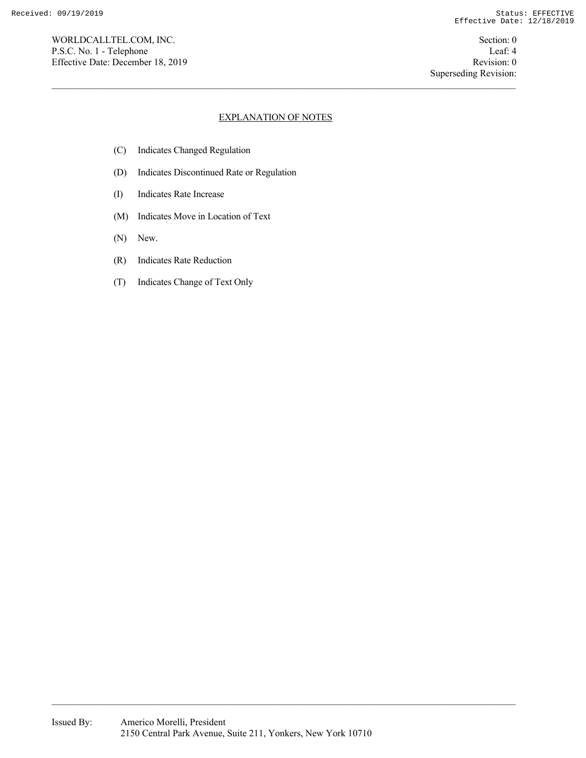## EXPLANATION OF NOTES

(C) Indicates Changed Regulation

(D) Indicates Discontinued Rate or Regulation

(I) Indicates Rate Increase

(M) Indicates Move in Location of Text

(N) New.

(R) Indicates Rate Reduction

(T) Indicates Change of Text Only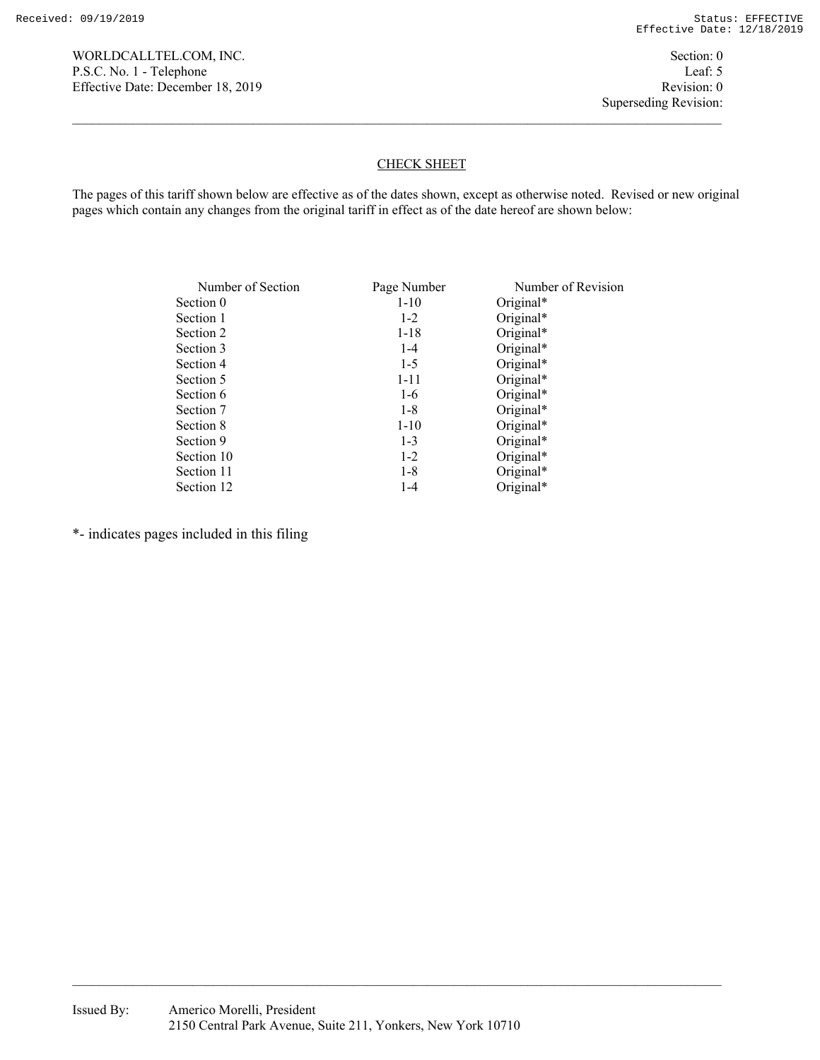WORLDCALLTEL.COM, INC.
P.S.C. No. 1 - Telephone
Effective Date: December 18, 2019

Section: 0
Leaf: 5
Revision: 0
Superseding Revision:

## CHECK SHEET

The pages of this tariff shown below are effective as of the dates shown, except as otherwise noted. Revised or new original pages which contain any changes from the original tariff in effect as of the date hereof are shown below:

| Number of Section | Page Number | Number of Revision |
|---|---|---|
| Section 0 | 1-10 | Original* |
| Section 1 | 1-2 | Original* |
| Section 2 | 1-18 | Original* |
| Section 3 | 1-4 | Original* |
| Section 4 | 1-5 | Original* |
| Section 5 | 1-11 | Original* |
| Section 6 | 1-6 | Original* |
| Section 7 | 1-8 | Original* |
| Section 8 | 1-10 | Original* |
| Section 9 | 1-3 | Original* |
| Section 10 | 1-2 | Original* |
| Section 11 | 1-8 | Original* |
| Section 12 | 1-4 | Original* |

*- indicates pages included in this filing

Issued By: Americo Morelli, President
2150 Central Park Avenue, Suite 211, Yonkers, New York 10710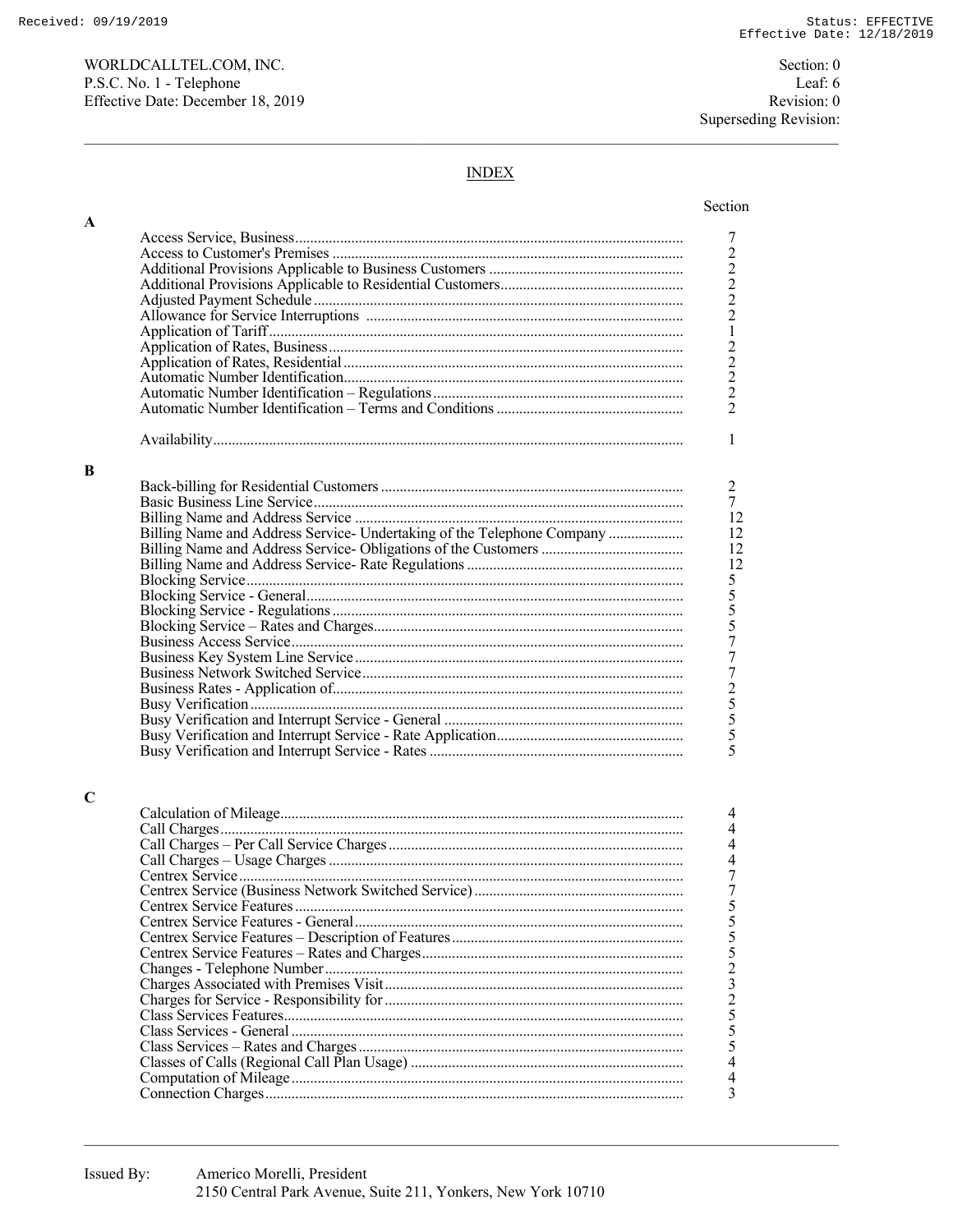## INDEX

| | Section |
|---|---|
| **A** | |
| Access Service, Business | 7 |
| Access to Customer's Premises | 2 |
| Additional Provisions Applicable to Business Customers | 2 |
| Additional Provisions Applicable to Residential Customers | 2 |
| Adjusted Payment Schedule | 2 |
| Allowance for Service Interruptions | 2 |
| Application of Tariff | 1 |
| Application of Rates, Business | 2 |
| Application of Rates, Residential | 2 |
| Automatic Number Identification | 2 |
| Automatic Number Identification – Regulations | 2 |
| Automatic Number Identification – Terms and Conditions | 2 |
| Availability | 1 |
| **B** | |
| Back-billing for Residential Customers | 2 |
| Basic Business Line Service | 7 |
| Billing Name and Address Service | 12 |
| Billing Name and Address Service- Undertaking of the Telephone Company | 12 |
| Billing Name and Address Service- Obligations of the Customers | 12 |
| Billing Name and Address Service- Rate Regulations | 12 |
| Blocking Service | 5 |
| Blocking Service - General | 5 |
| Blocking Service - Regulations | 5 |
| Blocking Service – Rates and Charges | 5 |
| Business Access Service | 7 |
| Business Key System Line Service | 7 |
| Business Network Switched Service | 7 |
| Business Rates - Application of | 2 |
| Busy Verification | 5 |
| Busy Verification and Interrupt Service - General | 5 |
| Busy Verification and Interrupt Service - Rate Application | 5 |
| Busy Verification and Interrupt Service - Rates | 5 |
| **C** | |
| Calculation of Mileage | 4 |
| Call Charges | 4 |
| Call Charges – Per Call Service Charges | 4 |
| Call Charges – Usage Charges | 4 |
| Centrex Service | 7 |
| Centrex Service (Business Network Switched Service) | 7 |
| Centrex Service Features | 5 |
| Centrex Service Features - General | 5 |
| Centrex Service Features – Description of Features | 5 |
| Centrex Service Features – Rates and Charges | 5 |
| Changes - Telephone Number | 2 |
| Charges Associated with Premises Visit | 3 |
| Charges for Service - Responsibility for | 2 |
| Class Services Features | 5 |
| Class Services - General | 5 |
| Class Services – Rates and Charges | 5 |
| Classes of Calls (Regional Call Plan Usage) | 4 |
| Computation of Mileage | 4 |
| Connection Charges | 3 |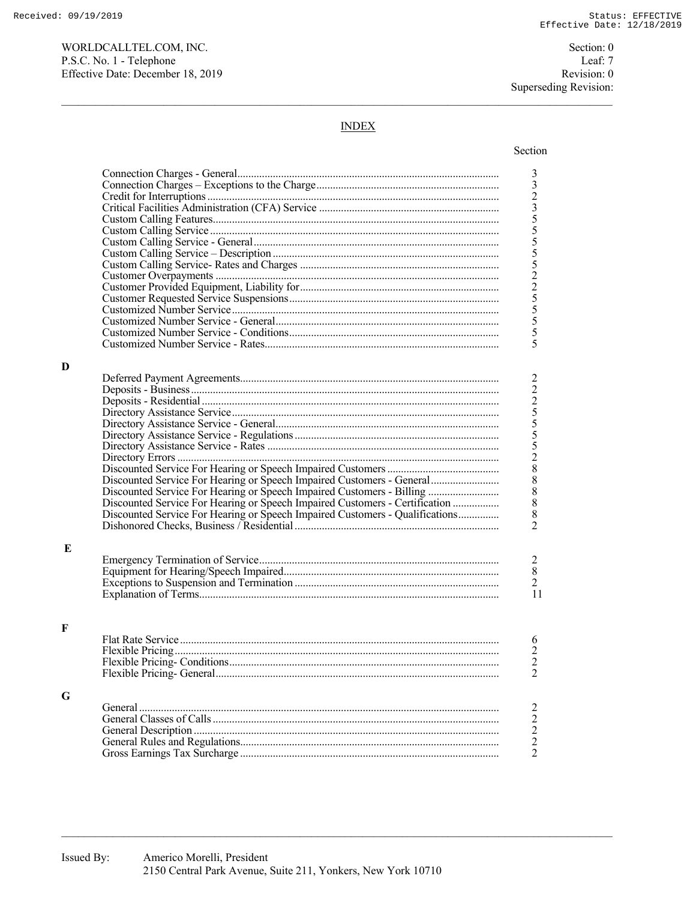WORLDCALLTEL.COM, INC.
P.S.C. No. 1 - Telephone
Effective Date: December 18, 2019

Section: 0
Leaf: 7
Revision: 0
Superseding Revision:

## INDEX

| | Section |
|---|---|
| Connection Charges - General | 3 |
| Connection Charges – Exceptions to the Charge | 3 |
| Credit for Interruptions | 2 |
| Critical Facilities Administration (CFA) Service | 3 |
| Custom Calling Features | 5 |
| Custom Calling Service | 5 |
| Custom Calling Service - General | 5 |
| Custom Calling Service – Description | 5 |
| Custom Calling Service- Rates and Charges | 5 |
| Customer Overpayments | 2 |
| Customer Provided Equipment, Liability for | 2 |
| Customer Requested Service Suspensions | 5 |
| Customized Number Service | 5 |
| Customized Number Service - General | 5 |
| Customized Number Service - Conditions | 5 |
| Customized Number Service - Rates | 5 |
| **D** | |
| Deferred Payment Agreements | 2 |
| Deposits - Business | 2 |
| Deposits - Residential | 2 |
| Directory Assistance Service | 5 |
| Directory Assistance Service - General | 5 |
| Directory Assistance Service - Regulations | 5 |
| Directory Assistance Service - Rates | 5 |
| Directory Errors | 2 |
| Discounted Service For Hearing or Speech Impaired Customers | 8 |
| Discounted Service For Hearing or Speech Impaired Customers - General | 8 |
| Discounted Service For Hearing or Speech Impaired Customers - Billing | 8 |
| Discounted Service For Hearing or Speech Impaired Customers - Certification | 8 |
| Discounted Service For Hearing or Speech Impaired Customers - Qualifications | 8 |
| Dishonored Checks, Business / Residential | 2 |
| **E** | |
| Emergency Termination of Service | 2 |
| Equipment for Hearing/Speech Impaired | 8 |
| Exceptions to Suspension and Termination | 2 |
| Explanation of Terms | 11 |
| **F** | |
| Flat Rate Service | 6 |
| Flexible Pricing | 2 |
| Flexible Pricing- Conditions | 2 |
| Flexible Pricing- General | 2 |
| **G** | |
| General | 2 |
| General Classes of Calls | 2 |
| General Description | 2 |
| General Rules and Regulations | 2 |
| Gross Earnings Tax Surcharge | 2 |

Issued By: Americo Morelli, President
2150 Central Park Avenue, Suite 211, Yonkers, New York 10710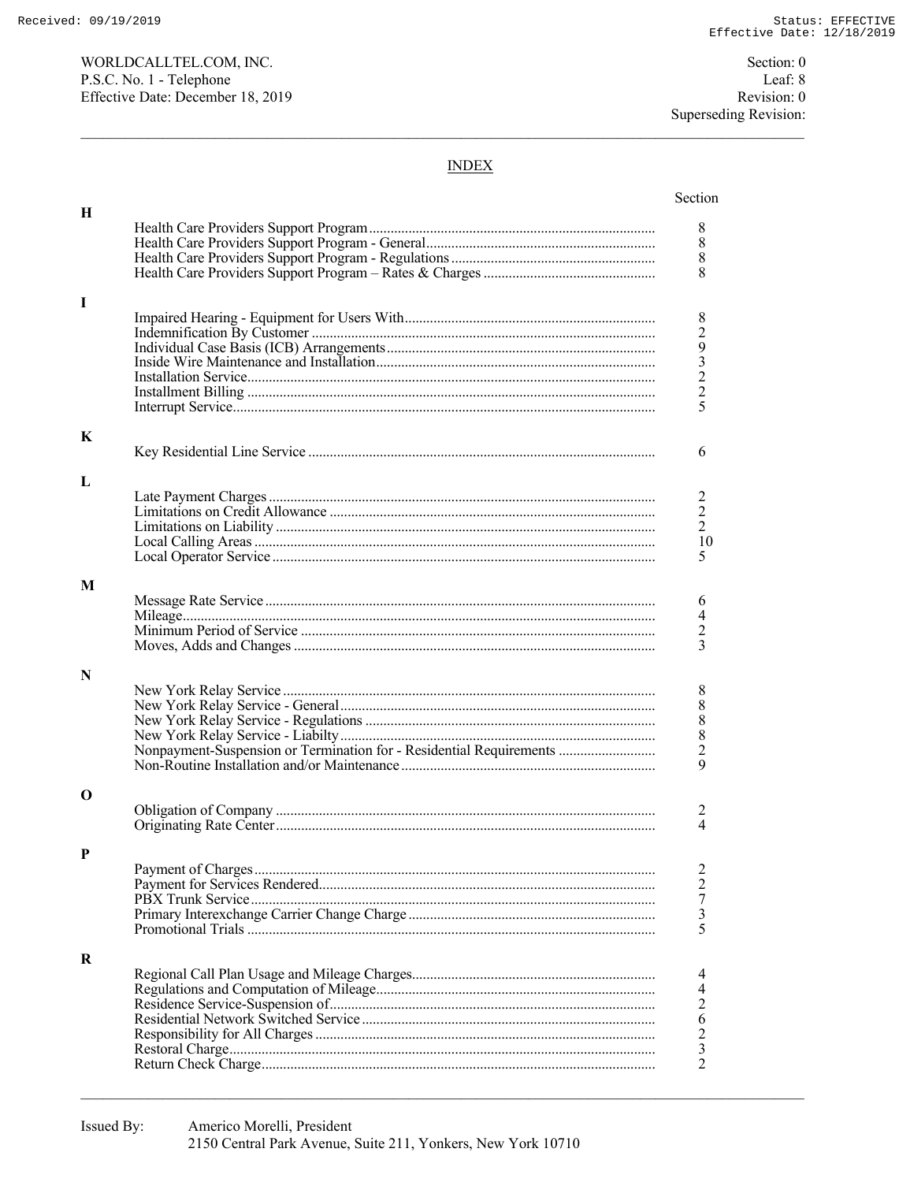## INDEX

| | | Section |
|---|---|---|
| **H** | | |
| | Health Care Providers Support Program | 8 |
| | Health Care Providers Support Program - General | 8 |
| | Health Care Providers Support Program - Regulations | 8 |
| | Health Care Providers Support Program – Rates & Charges | 8 |
| **I** | | |
| | Impaired Hearing - Equipment for Users With | 8 |
| | Indemnification By Customer | 2 |
| | Individual Case Basis (ICB) Arrangements | 9 |
| | Inside Wire Maintenance and Installation | 3 |
| | Installation Service | 2 |
| | Installment Billing | 2 |
| | Interrupt Service | 5 |
| **K** | | |
| | Key Residential Line Service | 6 |
| **L** | | |
| | Late Payment Charges | 2 |
| | Limitations on Credit Allowance | 2 |
| | Limitations on Liability | 2 |
| | Local Calling Areas | 10 |
| | Local Operator Service | 5 |
| **M** | | |
| | Message Rate Service | 6 |
| | Mileage | 4 |
| | Minimum Period of Service | 2 |
| | Moves, Adds and Changes | 3 |
| **N** | | |
| | New York Relay Service | 8 |
| | New York Relay Service - General | 8 |
| | New York Relay Service - Regulations | 8 |
| | New York Relay Service - Liabilty | 8 |
| | Nonpayment-Suspension or Termination for - Residential Requirements | 2 |
| | Non-Routine Installation and/or Maintenance | 9 |
| **O** | | |
| | Obligation of Company | 2 |
| | Originating Rate Center | 4 |
| **P** | | |
| | Payment of Charges | 2 |
| | Payment for Services Rendered | 2 |
| | PBX Trunk Service | 7 |
| | Primary Interexchange Carrier Change Charge | 3 |
| | Promotional Trials | 5 |
| **R** | | |
| | Regional Call Plan Usage and Mileage Charges | 4 |
| | Regulations and Computation of Mileage | 4 |
| | Residence Service-Suspension of | 2 |
| | Residential Network Switched Service | 6 |
| | Responsibility for All Charges | 2 |
| | Restoral Charge | 3 |
| | Return Check Charge | 2 |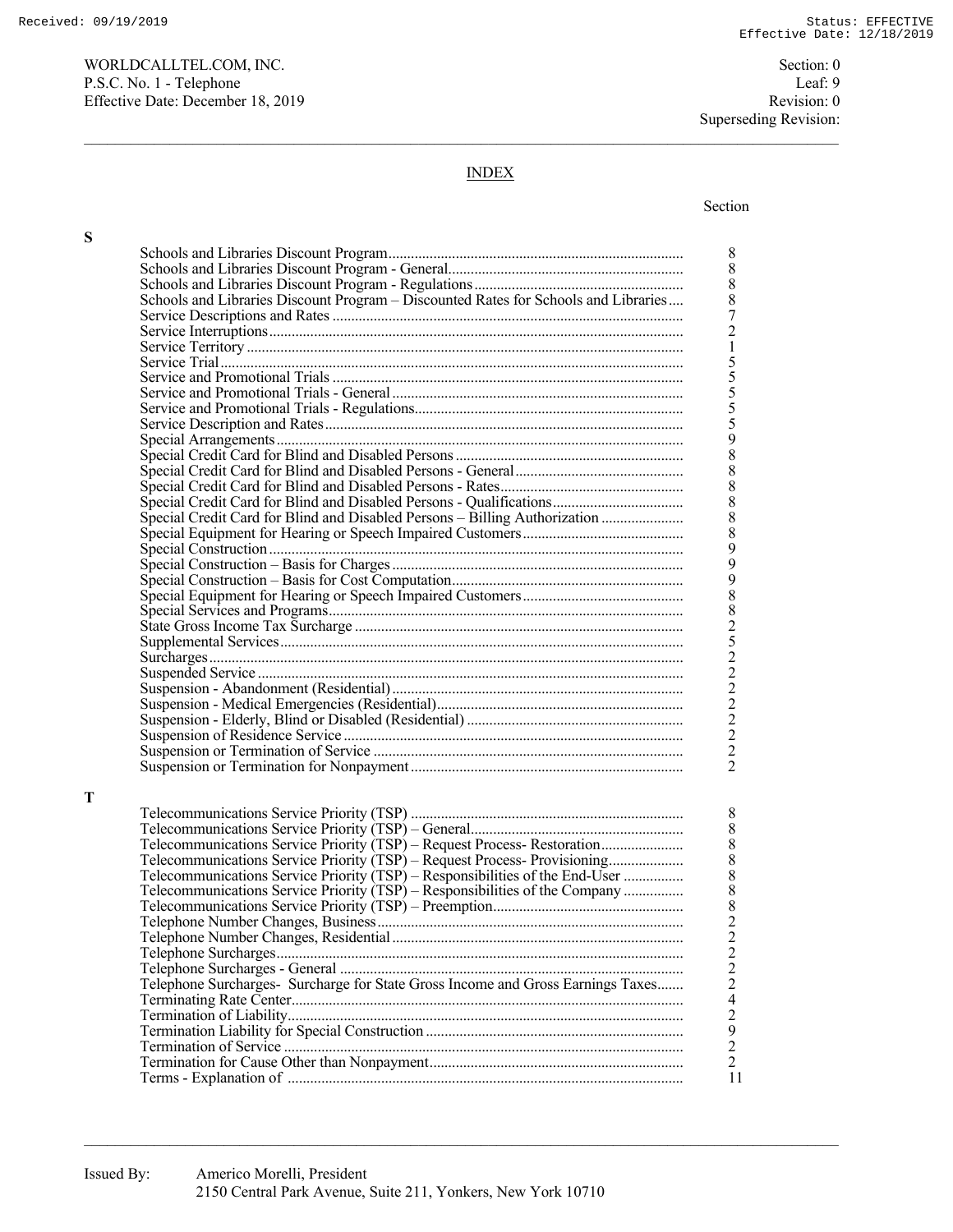## INDEX

| | | Section |
|---|---|---|
| **S** | | |
| | Schools and Libraries Discount Program | 8 |
| | Schools and Libraries Discount Program - General | 8 |
| | Schools and Libraries Discount Program - Regulations | 8 |
| | Schools and Libraries Discount Program – Discounted Rates for Schools and Libraries | 8 |
| | Service Descriptions and Rates | 7 |
| | Service Interruptions | 2 |
| | Service Territory | 1 |
| | Service Trial | 5 |
| | Service and Promotional Trials | 5 |
| | Service and Promotional Trials - General | 5 |
| | Service and Promotional Trials - Regulations | 5 |
| | Service Description and Rates | 5 |
| | Special Arrangements | 9 |
| | Special Credit Card for Blind and Disabled Persons | 8 |
| | Special Credit Card for Blind and Disabled Persons - General | 8 |
| | Special Credit Card for Blind and Disabled Persons - Rates | 8 |
| | Special Credit Card for Blind and Disabled Persons - Qualifications | 8 |
| | Special Credit Card for Blind and Disabled Persons – Billing Authorization | 8 |
| | Special Equipment for Hearing or Speech Impaired Customers | 8 |
| | Special Construction | 9 |
| | Special Construction – Basis for Charges | 9 |
| | Special Construction – Basis for Cost Computation | 9 |
| | Special Equipment for Hearing or Speech Impaired Customers | 8 |
| | Special Services and Programs | 8 |
| | State Gross Income Tax Surcharge | 2 |
| | Supplemental Services | 5 |
| | Surcharges | 2 |
| | Suspended Service | 2 |
| | Suspension - Abandonment (Residential) | 2 |
| | Suspension - Medical Emergencies (Residential) | 2 |
| | Suspension - Elderly, Blind or Disabled (Residential) | 2 |
| | Suspension of Residence Service | 2 |
| | Suspension or Termination of Service | 2 |
| | Suspension or Termination for Nonpayment | 2 |
| **T** | | |
| | Telecommunications Service Priority (TSP) | 8 |
| | Telecommunications Service Priority (TSP) – General | 8 |
| | Telecommunications Service Priority (TSP) – Request Process- Restoration | 8 |
| | Telecommunications Service Priority (TSP) – Request Process- Provisioning | 8 |
| | Telecommunications Service Priority (TSP) – Responsibilities of the End-User | 8 |
| | Telecommunications Service Priority (TSP) – Responsibilities of the Company | 8 |
| | Telecommunications Service Priority (TSP) – Preemption | 8 |
| | Telephone Number Changes, Business | 2 |
| | Telephone Number Changes, Residential | 2 |
| | Telephone Surcharges | 2 |
| | Telephone Surcharges - General | 2 |
| | Telephone Surcharges- Surcharge for State Gross Income and Gross Earnings Taxes | 2 |
| | Terminating Rate Center | 4 |
| | Termination of Liability | 2 |
| | Termination Liability for Special Construction | 9 |
| | Termination of Service | 2 |
| | Termination for Cause Other than Nonpayment | 2 |
| | Terms - Explanation of | 11 |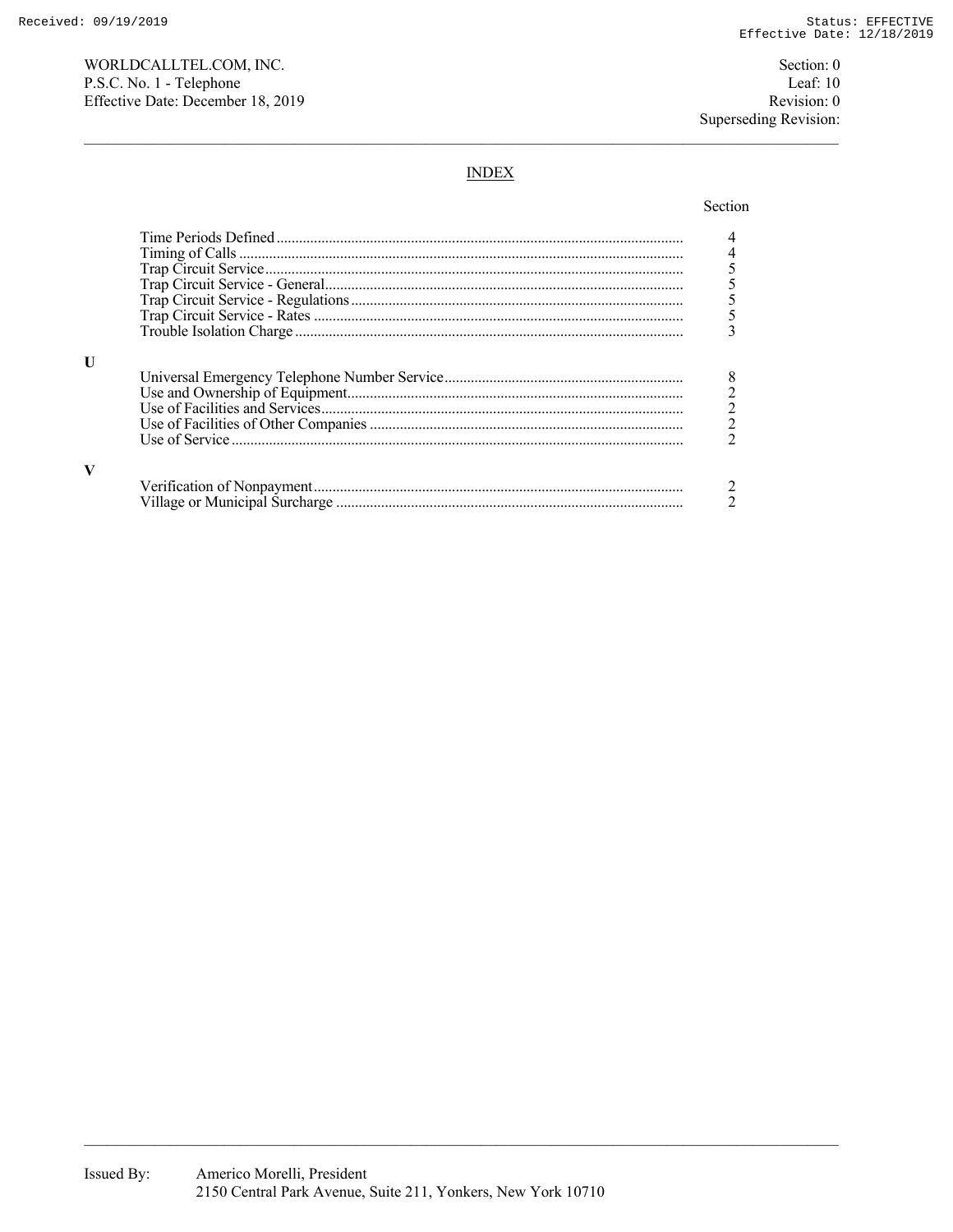## INDEX

| | Section |
|---|---|
| Time Periods Defined | 4 |
| Timing of Calls | 4 |
| Trap Circuit Service | 5 |
| Trap Circuit Service - General | 5 |
| Trap Circuit Service - Regulations | 5 |
| Trap Circuit Service - Rates | 5 |
| Trouble Isolation Charge | 3 |
| **U** | |
| Universal Emergency Telephone Number Service | 8 |
| Use and Ownership of Equipment | 2 |
| Use of Facilities and Services | 2 |
| Use of Facilities of Other Companies | 2 |
| Use of Service | 2 |
| **V** | |
| Verification of Nonpayment | 2 |
| Village or Municipal Surcharge | 2 |

Issued By: Americo Morelli, President
2150 Central Park Avenue, Suite 211, Yonkers, New York 10710